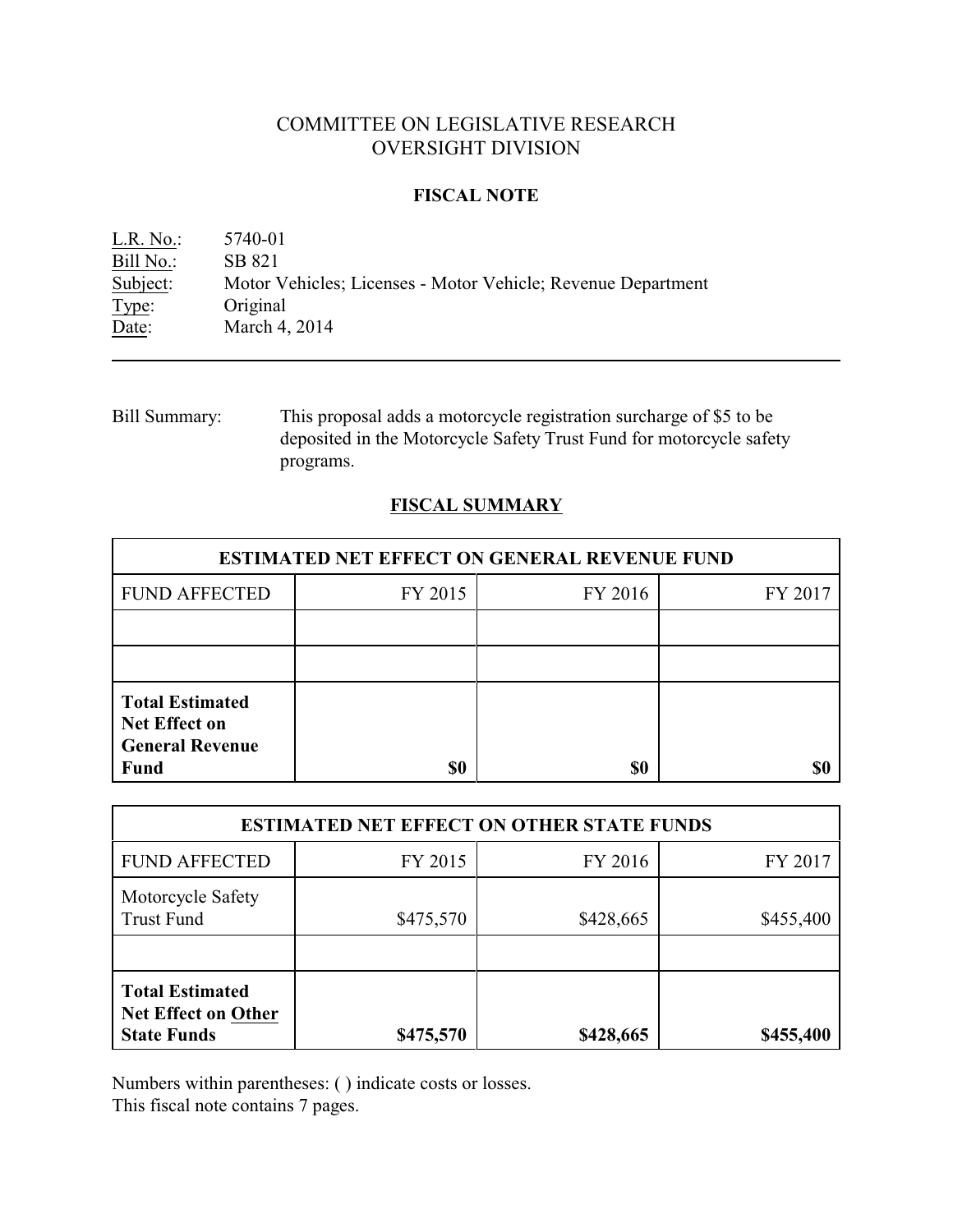# COMMITTEE ON LEGISLATIVE RESEARCH
# OVERSIGHT DIVISION

## FISCAL NOTE

L.R. No.: 5740-01
Bill No.: SB 821
Subject: Motor Vehicles; Licenses - Motor Vehicle; Revenue Department
Type: Original
Date: March 4, 2014

---

Bill Summary: This proposal adds a motorcycle registration surcharge of $5 to be deposited in the Motorcycle Safety Trust Fund for motorcycle safety programs.

## FISCAL SUMMARY

| ESTIMATED NET EFFECT ON GENERAL REVENUE FUND | | | |
|---|---|---|---|
| FUND AFFECTED | FY 2015 | FY 2016 | FY 2017 |
| | | | |
| | | | |
| **Total Estimated Net Effect on General Revenue Fund** | **$0** | **$0** | **$0** |

| ESTIMATED NET EFFECT ON OTHER STATE FUNDS | | | |
|---|---|---|---|
| FUND AFFECTED | FY 2015 | FY 2016 | FY 2017 |
| Motorcycle Safety Trust Fund | $475,570 | $428,665 | $455,400 |
| | | | |
| **Total Estimated Net Effect on Other State Funds** | **$475,570** | **$428,665** | **$455,400** |

Numbers within parentheses: ( ) indicate costs or losses.
This fiscal note contains 7 pages.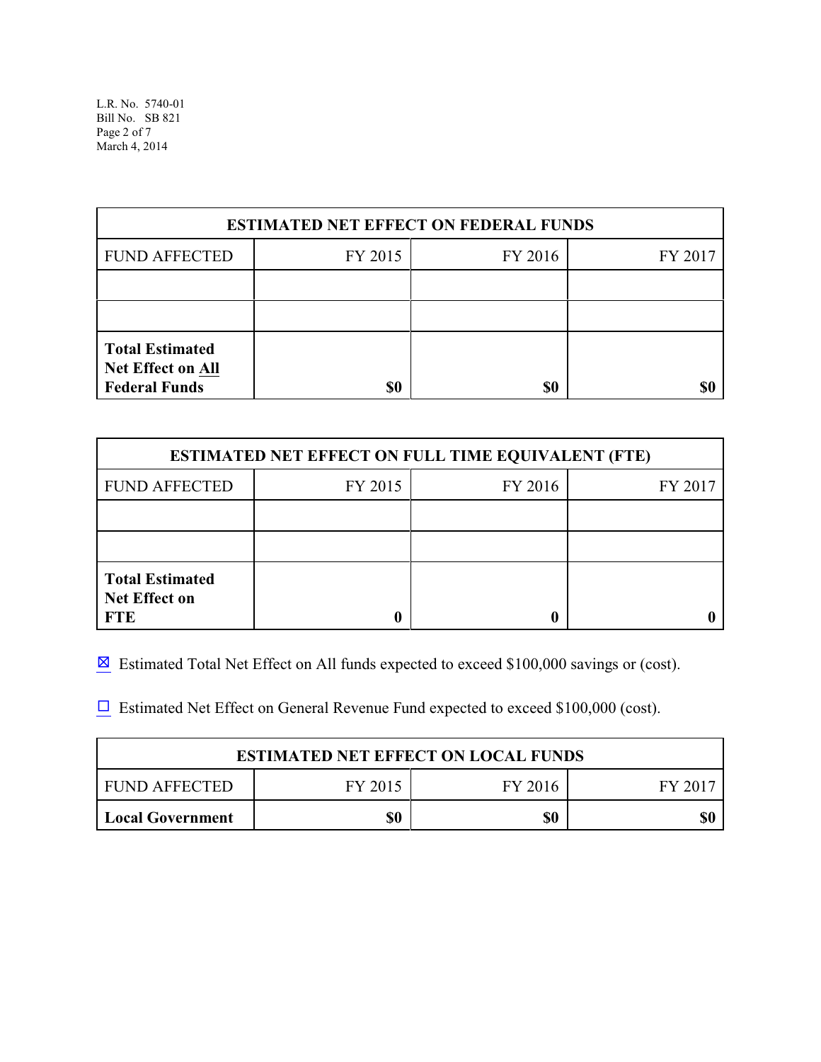| ESTIMATED NET EFFECT ON FEDERAL FUNDS | | | |
|---|---|---|---|
| FUND AFFECTED | FY 2015 | FY 2016 | FY 2017 |
| | | | |
| | | | |
| **Total Estimated Net Effect on All Federal Funds** | **$0** | **$0** | **$0** |

| ESTIMATED NET EFFECT ON FULL TIME EQUIVALENT (FTE) | | | |
|---|---|---|---|
| FUND AFFECTED | FY 2015 | FY 2016 | FY 2017 |
| | | | |
| | | | |
| **Total Estimated Net Effect on FTE** | **0** | **0** | **0** |

☒ Estimated Total Net Effect on All funds expected to exceed $100,000 savings or (cost).

☐ Estimated Net Effect on General Revenue Fund expected to exceed $100,000 (cost).

| ESTIMATED NET EFFECT ON LOCAL FUNDS | | | |
|---|---|---|---|
| FUND AFFECTED | FY 2015 | FY 2016 | FY 2017 |
| **Local Government** | **$0** | **$0** | **$0** |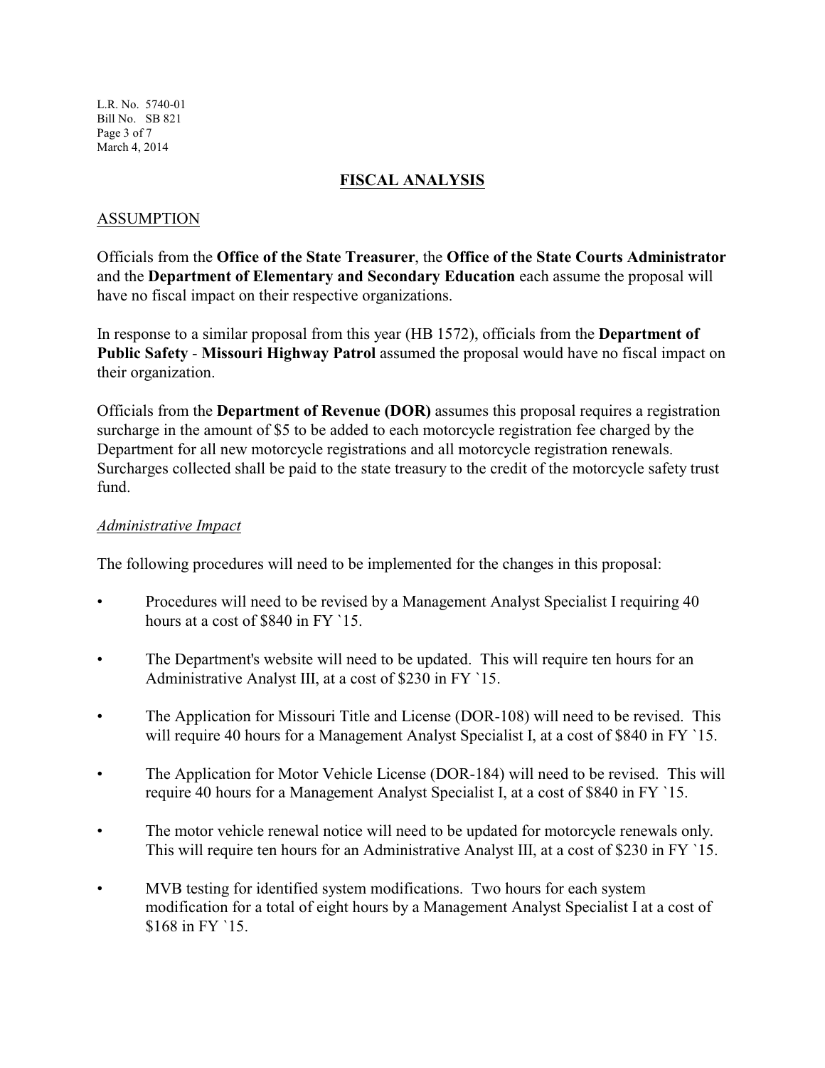## FISCAL ANALYSIS

### ASSUMPTION

Officials from the **Office of the State Treasurer**, the **Office of the State Courts Administrator** and the **Department of Elementary and Secondary Education** each assume the proposal will have no fiscal impact on their respective organizations.

In response to a similar proposal from this year (HB 1572), officials from the **Department of Public Safety** - **Missouri Highway Patrol** assumed the proposal would have no fiscal impact on their organization.

Officials from the **Department of Revenue (DOR)** assumes this proposal requires a registration surcharge in the amount of $5 to be added to each motorcycle registration fee charged by the Department for all new motorcycle registrations and all motorcycle registration renewals. Surcharges collected shall be paid to the state treasury to the credit of the motorcycle safety trust fund.

*Administrative Impact*

The following procedures will need to be implemented for the changes in this proposal:

- Procedures will need to be revised by a Management Analyst Specialist I requiring 40 hours at a cost of $840 in FY `15.
- The Department's website will need to be updated. This will require ten hours for an Administrative Analyst III, at a cost of $230 in FY `15.
- The Application for Missouri Title and License (DOR-108) will need to be revised. This will require 40 hours for a Management Analyst Specialist I, at a cost of $840 in FY `15.
- The Application for Motor Vehicle License (DOR-184) will need to be revised. This will require 40 hours for a Management Analyst Specialist I, at a cost of $840 in FY `15.
- The motor vehicle renewal notice will need to be updated for motorcycle renewals only. This will require ten hours for an Administrative Analyst III, at a cost of $230 in FY `15.
- MVB testing for identified system modifications. Two hours for each system modification for a total of eight hours by a Management Analyst Specialist I at a cost of $168 in FY `15.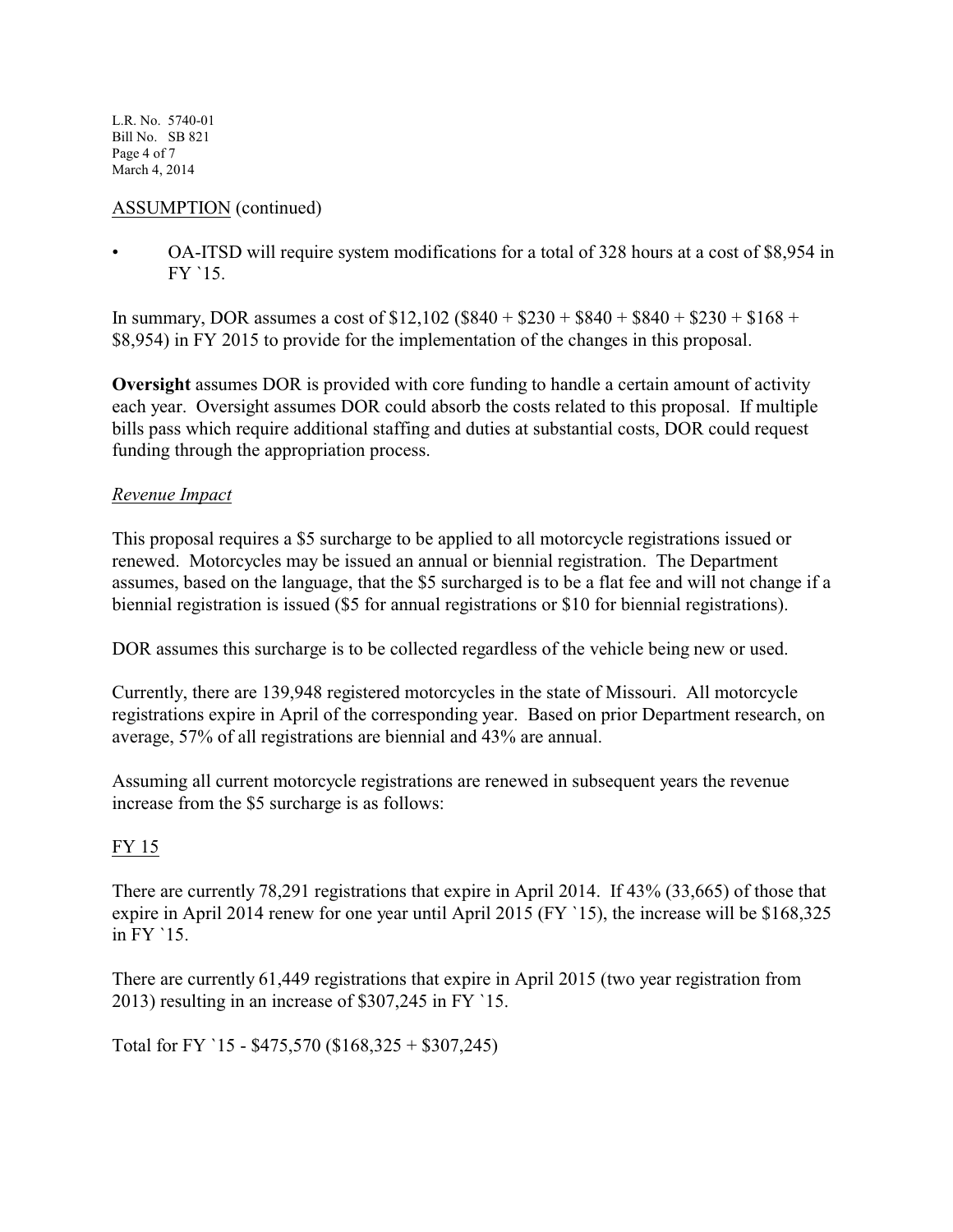ASSUMPTION (continued)

- OA-ITSD will require system modifications for a total of 328 hours at a cost of $8,954 in FY `15.

In summary, DOR assumes a cost of $12,102 ($840 + $230 + $840 + $840 + $230 + $168 + $8,954) in FY 2015 to provide for the implementation of the changes in this proposal.

**Oversight** assumes DOR is provided with core funding to handle a certain amount of activity each year. Oversight assumes DOR could absorb the costs related to this proposal. If multiple bills pass which require additional staffing and duties at substantial costs, DOR could request funding through the appropriation process.

*Revenue Impact*

This proposal requires a $5 surcharge to be applied to all motorcycle registrations issued or renewed. Motorcycles may be issued an annual or biennial registration. The Department assumes, based on the language, that the $5 surcharged is to be a flat fee and will not change if a biennial registration is issued ($5 for annual registrations or $10 for biennial registrations).

DOR assumes this surcharge is to be collected regardless of the vehicle being new or used.

Currently, there are 139,948 registered motorcycles in the state of Missouri. All motorcycle registrations expire in April of the corresponding year. Based on prior Department research, on average, 57% of all registrations are biennial and 43% are annual.

Assuming all current motorcycle registrations are renewed in subsequent years the revenue increase from the $5 surcharge is as follows:

FY 15

There are currently 78,291 registrations that expire in April 2014. If 43% (33,665) of those that expire in April 2014 renew for one year until April 2015 (FY `15), the increase will be $168,325 in FY `15.

There are currently 61,449 registrations that expire in April 2015 (two year registration from 2013) resulting in an increase of $307,245 in FY `15.

Total for FY `15 - $475,570 ($168,325 + 307,245)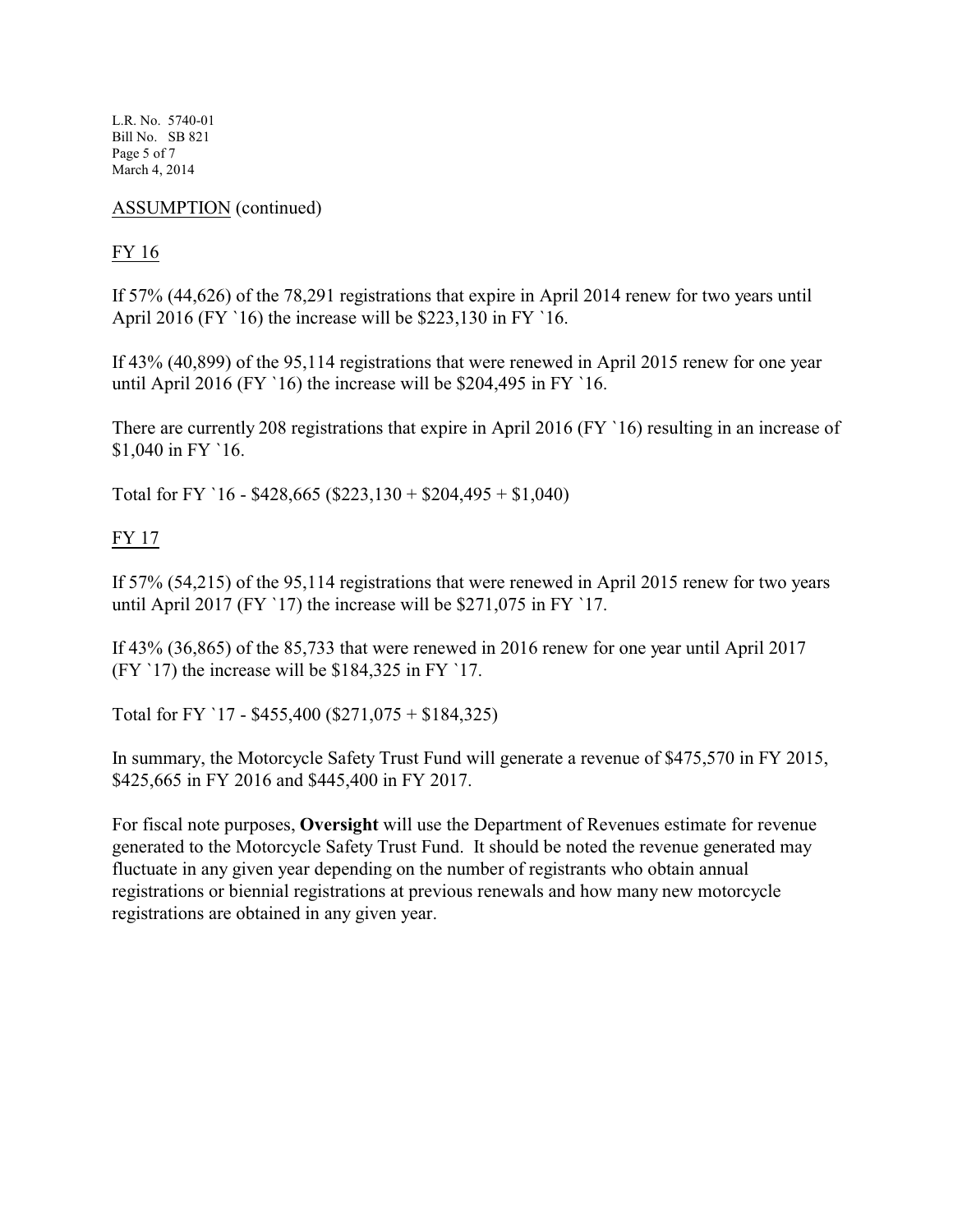ASSUMPTION (continued)

FY 16

If 57% (44,626) of the 78,291 registrations that expire in April 2014 renew for two years until April 2016 (FY `16) the increase will be $223,130 in FY `16.

If 43% (40,899) of the 95,114 registrations that were renewed in April 2015 renew for one year until April 2016 (FY `16) the increase will be $204,495 in FY `16.

There are currently 208 registrations that expire in April 2016 (FY `16) resulting in an increase of $1,040 in FY `16.

Total for FY `16 - $428,665 ($223,130 + $204,495 + $1,040)

FY 17

If 57% (54,215) of the 95,114 registrations that were renewed in April 2015 renew for two years until April 2017 (FY `17) the increase will be $271,075 in FY `17.

If 43% (36,865) of the 85,733 that were renewed in 2016 renew for one year until April 2017 (FY `17) the increase will be $184,325 in FY `17.

Total for FY `17 - $455,400 ($271,075 + $184,325)

In summary, the Motorcycle Safety Trust Fund will generate a revenue of $475,570 in FY 2015, $425,665 in FY 2016 and $445,400 in FY 2017.

For fiscal note purposes, **Oversight** will use the Department of Revenues estimate for revenue generated to the Motorcycle Safety Trust Fund. It should be noted the revenue generated may fluctuate in any given year depending on the number of registrants who obtain annual registrations or biennial registrations at previous renewals and how many new motorcycle registrations are obtained in any given year.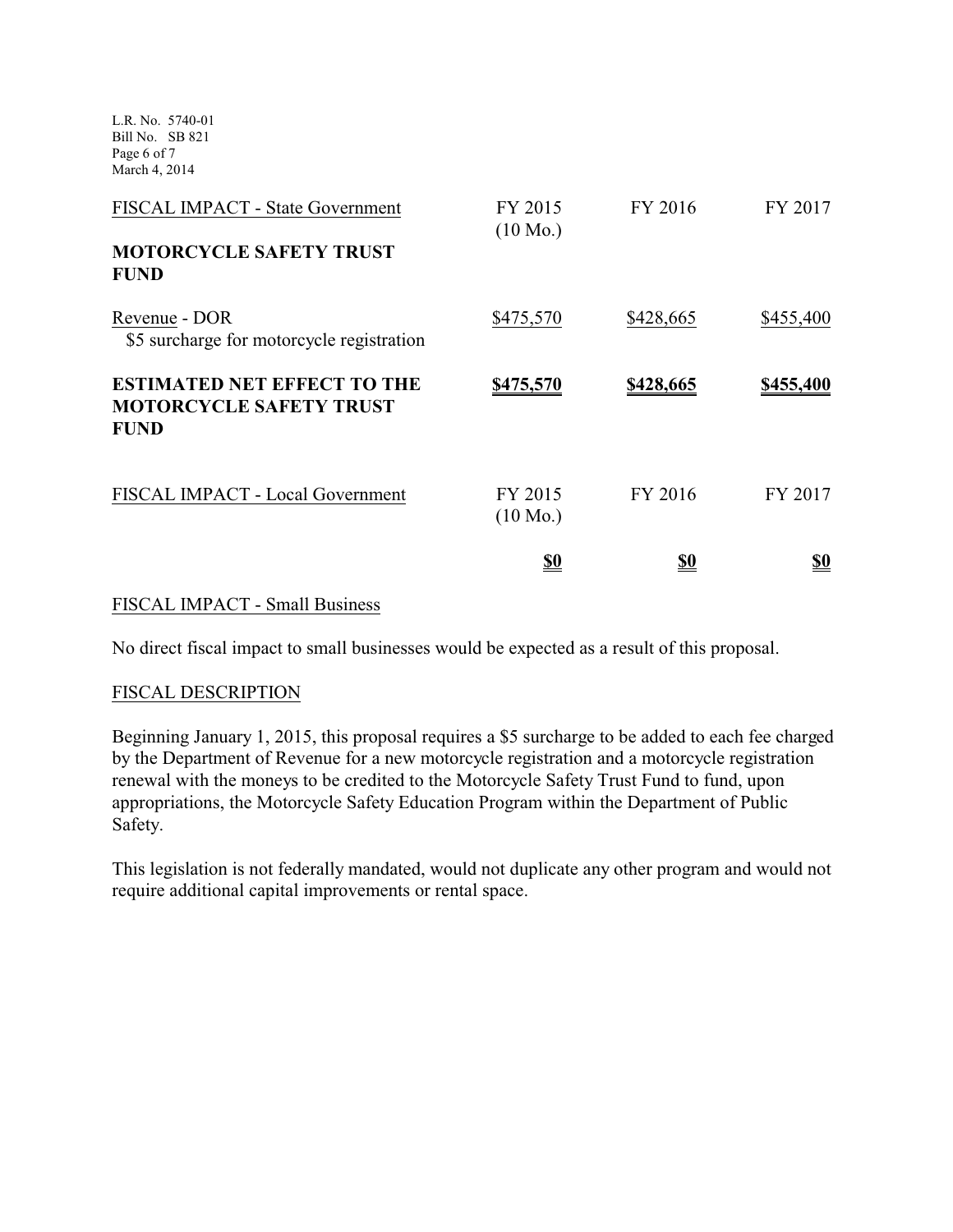| FISCAL IMPACT - State Government | FY 2015 (10 Mo.) | FY 2016 | FY 2017 |
|---|---|---|---|
| **MOTORCYCLE SAFETY TRUST FUND** | | | |
| Revenue - DOR<br>\$5 surcharge for motorcycle registration | \$475,570 | \$428,665 | \$455,400 |
| **ESTIMATED NET EFFECT TO THE MOTORCYCLE SAFETY TRUST FUND** | **\$475,570** | **\$428,665** | **\$455,400** |

| FISCAL IMPACT - Local Government | FY 2015 (10 Mo.) | FY 2016 | FY 2017 |
|---|---|---|---|
| | **\$0** | **\$0** | **\$0** |

FISCAL IMPACT - Small Business

No direct fiscal impact to small businesses would be expected as a result of this proposal.

FISCAL DESCRIPTION

Beginning January 1, 2015, this proposal requires a \$5 surcharge to be added to each fee charged by the Department of Revenue for a new motorcycle registration and a motorcycle registration renewal with the moneys to be credited to the Motorcycle Safety Trust Fund to fund, upon appropriations, the Motorcycle Safety Education Program within the Department of Public Safety.

This legislation is not federally mandated, would not duplicate any other program and would not require additional capital improvements or rental space.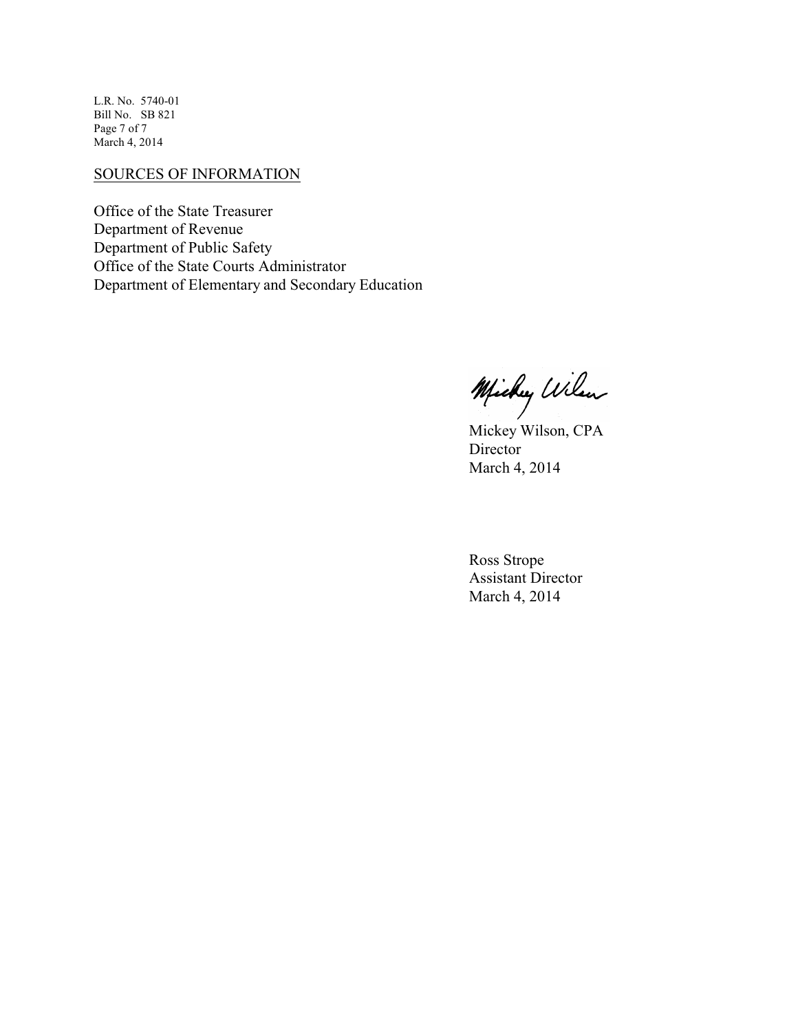## SOURCES OF INFORMATION

Office of the State Treasurer
Department of Revenue
Department of Public Safety
Office of the State Courts Administrator
Department of Elementary and Secondary Education

Mickey Wilson, CPA
Director
March 4, 2014

Ross Strope
Assistant Director
March 4, 2014